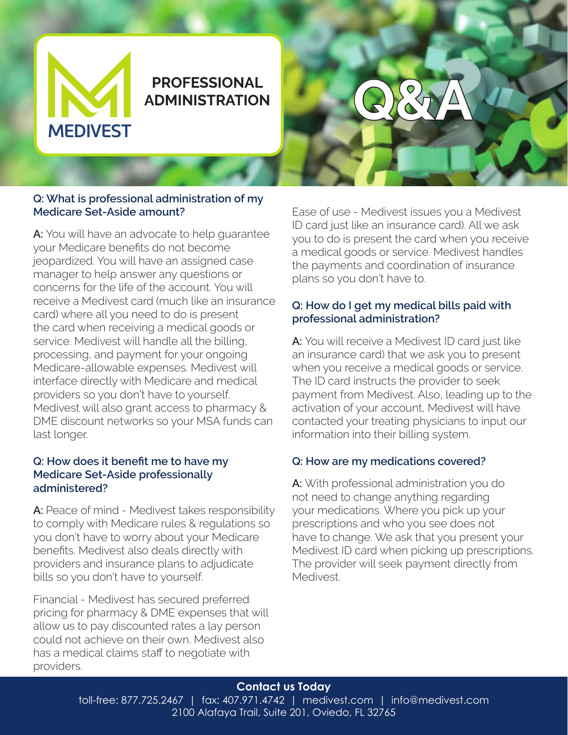# MEDIVEST PROFESSIONAL ADMINISTRATION Q&A

### Q: What is professional administration of my Medicare Set-Aside amount?

**A:** You will have an advocate to help guarantee your Medicare benefits do not become jeopardized. You will have an assigned case manager to help answer any questions or concerns for the life of the account. You will receive a Medivest card (much like an insurance card) where all you need to do is present the card when receiving a medical goods or service. Medivest will handle all the billing, processing, and payment for your ongoing Medicare-allowable expenses. Medivest will interface directly with Medicare and medical providers so you don't have to yourself. Medivest will also grant access to pharmacy & DME discount networks so your MSA funds can last longer.

### Q: How does it benefit me to have my Medicare Set-Aside professionally administered?

**A:** Peace of mind - Medivest takes responsibility to comply with Medicare rules & regulations so you don't have to worry about your Medicare benefits. Medivest also deals directly with providers and insurance plans to adjudicate bills so you don't have to yourself.

Financial - Medivest has secured preferred pricing for pharmacy & DME expenses that will allow us to pay discounted rates a lay person could not achieve on their own. Medivest also has a medical claims staff to negotiate with providers.

Ease of use - Medivest issues you a Medivest ID card just like an insurance card). All we ask you to do is present the card when you receive a medical goods or service. Medivest handles the payments and coordination of insurance plans so you don't have to.

### Q: How do I get my medical bills paid with professional administration?

**A:** You will receive a Medivest ID card just like an insurance card) that we ask you to present when you receive a medical goods or service. The ID card instructs the provider to seek payment from Medivest. Also, leading up to the activation of your account, Medivest will have contacted your treating physicians to input our information into their billing system.

### Q: How are my medications covered?

**A:** With professional administration you do not need to change anything regarding your medications. Where you pick up your prescriptions and who you see does not have to change. We ask that you present your Medivest ID card when picking up prescriptions. The provider will seek payment directly from Medivest.

**Contact us Today**

toll-free: 877.725.2467 | fax: 407.971.4742 | medivest.com | info@medivest.com
2100 Alafaya Trail, Suite 201, Oviedo, FL 32765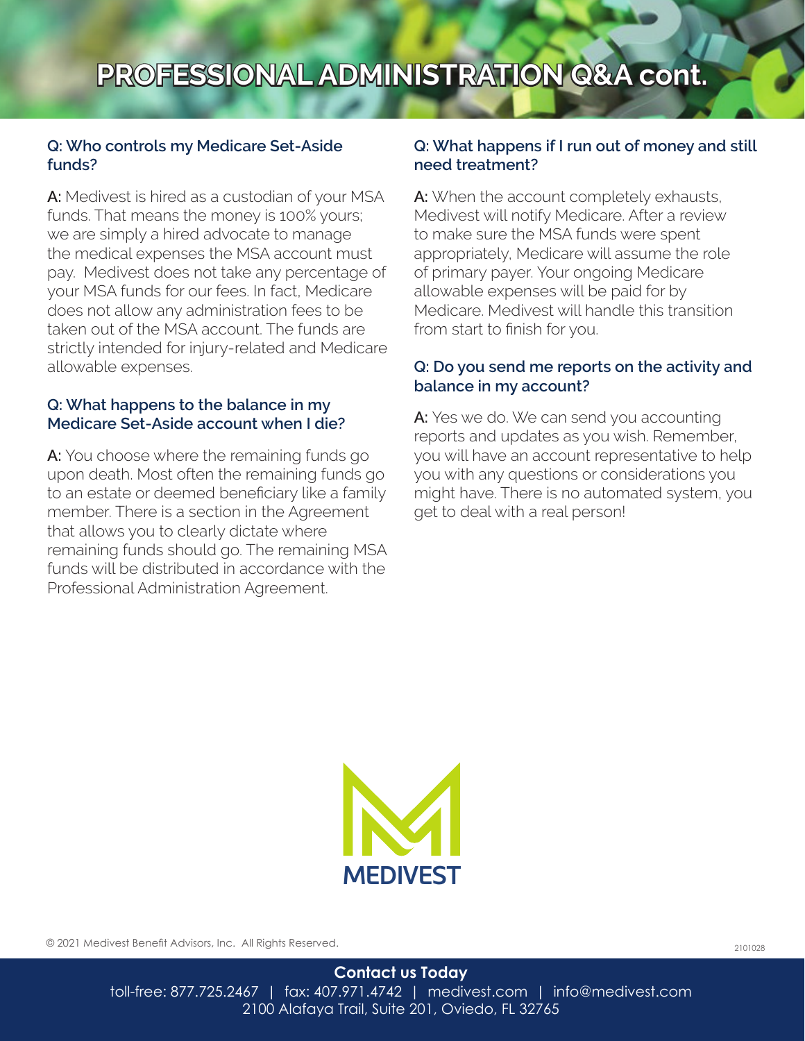# PROFESSIONAL ADMINISTRATION Q&A cont.

### Q: Who controls my Medicare Set-Aside funds?

**A:** Medivest is hired as a custodian of your MSA funds. That means the money is 100% yours; we are simply a hired advocate to manage the medical expenses the MSA account must pay. Medivest does not take any percentage of your MSA funds for our fees. In fact, Medicare does not allow any administration fees to be taken out of the MSA account. The funds are strictly intended for injury-related and Medicare allowable expenses.

### Q: What happens to the balance in my Medicare Set-Aside account when I die?

**A:** You choose where the remaining funds go upon death. Most often the remaining funds go to an estate or deemed beneficiary like a family member. There is a section in the Agreement that allows you to clearly dictate where remaining funds should go. The remaining MSA funds will be distributed in accordance with the Professional Administration Agreement.

### Q: What happens if I run out of money and still need treatment?

**A:** When the account completely exhausts, Medivest will notify Medicare. After a review to make sure the MSA funds were spent appropriately, Medicare will assume the role of primary payer. Your ongoing Medicare allowable expenses will be paid for by Medicare. Medivest will handle this transition from start to finish for you.

### Q: Do you send me reports on the activity and balance in my account?

**A:** Yes we do. We can send you accounting reports and updates as you wish. Remember, you will have an account representative to help you with any questions or considerations you might have. There is no automated system, you get to deal with a real person!

MEDIVEST

© 2021 Medivest Benefit Advisors, Inc. All Rights Reserved.

2101028

**Contact us Today**

toll-free: 877.725.2467 | fax: 407.971.4742 | medivest.com | info@medivest.com
2100 Alafaya Trail, Suite 201, Oviedo, FL 32765